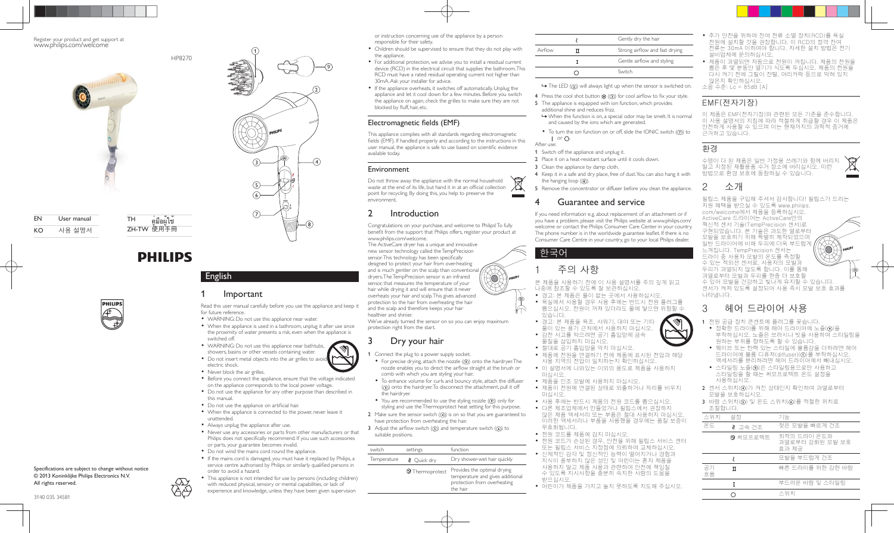Register your product and get support at
www.philips.com/welcome

HP8270

| | | | |
|---|---|---|---|
| EN | User manual | TH | คู่มือผู้ใช้ |
| KO | 사용 설명서 | ZH-TW | 使用手冊 |

PHILIPS

Specifications are subject to change without notice
© 2013 Koninklijke Philips Electronics N.V.
All rights reserved.

3140 035 34581

## English

### 1 Important

Read this user manual carefully before you use the appliance and keep it for future reference.

- WARNING: Do not use this appliance near water.
- When the appliance is used in a bathroom, unplug it after use since the proximity of water presents a risk, even when the appliance is switched off.
- WARNING: Do not use this appliance near bathtubs, showers, basins or other vessels containing water.
- Do not insert metal objects into the air grilles to avoid electric shock.
- Never block the air grilles.
- Before you connect the appliance, ensure that the voltage indicated on the appliance corresponds to the local power voltage.
- Do not use the appliance for any other purpose than described in this manual.
- Do not use the appliance on artificial hair.
- When the appliance is connected to the power, never leave it unattended.
- Always unplug the appliance after use.
- Never use any accessories or parts from other manufacturers or that Philips does not specifically recommend. If you use such accessories or parts, your guarantee becomes invalid.
- Do not wind the mains cord round the appliance.
- If the mains cord is damaged, you must have it replaced by Philips, a service centre authorised by Philips or similarly qualified persons in order to avoid a hazard.
- This appliance is not intended for use by persons (including children) with reduced physical, sensory or mental capabilities, or lack of experience and knowledge, unless they have been given supervision or instruction concerning use of the appliance by a person responsible for their safety.
- Children should be supervised to ensure that they do not play with the appliance.
- For additional protection, we advise you to install a residual current device (RCD) in the electrical circuit that supplies the bathroom. This RCD must have a rated residual operating current not higher than 30mA. Ask your installer for advice.
- If the appliance overheats, it switches off automatically. Unplug the appliance and let it cool down for a few minutes. Before you switch the appliance on again, check the grilles to make sure they are not blocked by fluff, hair, etc.

#### Electromagnetic fields (EMF)

This appliance complies with all standards regarding electromagnetic fields (EMF). If handled properly and according to the instructions in this user manual, the appliance is safe to use based on scientific evidence available today.

#### Environment

Do not throw away the appliance with the normal household waste at the end of its life, but hand it in at an official collection point for recycling. By doing this, you help to preserve the environment.

### 2 Introduction

Congratulations on your purchase, and welcome to Philips! To fully benefit from the support that Philips offers, register your product at www.philips.com/welcome.

The ActiveCare dryer has a unique and innovative new sensor technology called the TempPrecision sensor. This technology has been specifically designed to protect your hair from over-heating and is much gentler on the scalp than conventional dryers. The TempPrecision sensor is an infrared sensor that measures the temperature of your hair while drying it and will ensure that it never overheats your hair and scalp. This gives advanced protection to the hair from overheating the hair and the scalp and therefore keeps your hair healthier and shinier.

We've already turned the sensor on so you can enjoy maximum protection right from the start.

### 3 Dry your hair

1 Connect the plug to a power supply socket.
   - For precise drying, attach the nozzle (⑧) onto the hairdryer. The nozzle enables you to direct the airflow straight at the brush or comb with which you are styling your hair.
   - To enhance volume for curls and bouncy style, attach the diffuser (①) onto the hairdryer. To disconnect the attachment, pull it off the hairdryer.
   - You are recommended to use the styling nozzle (⑧) only for styling and use the Thermoprotect heat setting for this purpose.
2 Make sure the sensor switch (④) is on so that you are guaranteed to have protection from overheating the hair.
3 Adjust the airflow switch (⑤) and temperature switch (⑥) to suitable positions.

| switch | settings | function |
|---|---|---|
| Temperature | Quick dry | Dry shower-wet hair quickly |
| | Thermoprotect | Provides the optimal drying temperature and gives additional protection from overheating the hair |
| | | Gently dry the hair |
| Airflow | II | Strong airflow and fast drying |
| | I | Gentle airflow and styling |
| | O | Switch |

↳ The LED (③) will always light up when the sensor is switched on.

4 Press the cool shot button ❄ (③) for cool airflow to fix your style.
5 The appliance is equipped with ion function, which provides additional shine and reduces frizz.
   ↳ When the function is on, a special odor may be smelt. It is normal and caused by the ions which are generated.
   - To turn the ion function on or off, slide the IONIC switch (⑦) to I or O.

After use:

1 Switch off the appliance and unplug it.
2 Place it on a heat-resistant surface until it cools down.
3 Clean the appliance by damp cloth.
4 Keep it in a safe and dry place, free of dust. You can also hang it with the hanging loop (⑨).
5 Remove the concentrator or diffuser before you clean the appliance.

### 4 Guarantee and service

If you need information e.g. about replacement of an attachment or if you have a problem, please visit the Philips website at www.philips.com/welcome or contact the Philips Consumer Care Center in your country. The phone number is in the worldwide guarantee leaflet. If there is no Consumer Care Centre in your country, go to your local Philips dealer.

## 한국어

### 1 주의 사항

본 제품을 사용하기 전에 이 사용 설명서를 주의 깊게 읽고 나중에 참조할 수 있도록 잘 보관하십시오.

- 경고: 본 제품은 물이 없는 곳에서 사용하십시오.
- 욕실에서 사용할 경우 사용 후에는 반드시 전원 플러그를 뽑으십시오. 전원이 꺼져 있더라도 물에 닿으면 위험할 수 있습니다.
- 경고: 본 제품을 욕조, 샤워기, 대야 또는 기타 물이 있는 용기 근처에서 사용하지 마십시오.
- 감전 사고를 막으려면 공기 흡입망에 금속 물질을 삽입하지 마십시오.
- 절대로 공기 흡입망을 막지 마십시오.
- 제품에 전원을 연결하기 전에 제품에 표시된 전압과 해당 사용 지역의 전압이 일치하는지 확인하십시오.
- 이 설명서에 나와있는 이외의 용도로 제품을 사용하지 마십시오.
- 제품을 인조 모발에 사용하지 마십시오.
- 제품이 전원에 연결된 상태로 외출하거나 자리를 비우지 마십시오.
- 사용 후에는 반드시 제품의 전원 코드를 뽑으십시오.
- 다른 제조업체에서 만들었거나 필립스에서 권장하지 않은 제품 액세서리 또는 부품은 절대 사용하지 마십시오. 이러한 액세서리나 부품을 사용했을 경우에는 품질 보증이 무효화됩니다.
- 전원 코드를 제품에 감지 마십시오.
- 전원 코드가 손상된 경우, 안전을 위해 필립스 서비스 센터 또는 필립스 서비스 지정점에 의뢰하여 교체하십시오.
- 신체적인 감각 및 정신적인 능력이 떨어지거나 경험과 지식이 풍부하지 않은 성인 및 어린이는 혼자 제품을 사용하지 말고 제품 사용과 관련하여 안전에 책임질 수 있도록 지시사항을 충분히 숙지한 사람의 도움을 받으십시오.
- 어린이가 제품을 가지고 놀지 못하도록 지도해 주십시오.
- 추가 안전을 위하여 전여 전류 소멸 장치(RCD)를 욕실 전원에 설치할 것을 권장합니다. 이 RCD의 정격 잔여 전류는 30mA 이하여야 합니다. 자세한 설치 방법은 전기 설비업체에 문의하십시오.
- 제품이 과열되면 자동으로 전원이 꺼집니다. 제품의 전원을 뽑은 후 몇 분동안 열기가 식도록 두십시오. 제품의 전원을 다시 켜기 전에 그릴이 잔털, 머리카락 등으로 막혀 있지 않은지 확인하십시오.

소음 수준: Lc = 85dB [A]

#### EMF(전자기장)

이 제품은 EMF(전자기장)와 관련된 모든 기준을 준수합니다. 이 사용 설명서의 지침에 따라 적절하게 취급할 경우 이 제품은 안전하게 사용할 수 있으며 이는 현재까지의 과학적 증거에 근거하고 있습니다.

#### 환경

수명이 다 된 제품은 일반 가정용 쓰레기와 함께 버리지 말고 지정된 재활용품 수거 장소에 버리십시오. 이런 방법으로 환경 보호에 동참하실 수 있습니다.

### 2 소개

필립스 제품을 구입해 주셔서 감사합니다! 필립스가 드리는 지원 혜택을 받으실 수 있도록 www.philips.com/welcome에서 제품을 등록하십시오.

ActiveCare 드라이어는 ActiveCare만의 혁신적 센서 기술(TempPrecision 센서)로 구현되었습니다. 본 기술은 과도한 열로부터 모발을 보호하기 위해 특별히 제작되었으며 일반 드라이어에 비해 두피에 더욱 부드럽게 느껴집니다. TempPrecision 센서는 드라이 중 사용자 모발의 온도를 측정할 수 있는 적외선 센서로, 사용자의 모발과 두피가 과열되지 않도록 합니다. 이를 통해 과열로부터 모발과 두피를 한층 더 보호할 수 있어 모발을 건강하고 빛나게 유지할 수 있습니다. 센서가 켜져 있도록 설정되어 사용 즉시 모발 보호 효과를 나타냅니다.

### 3 헤어 드라이어 사용

1 전원 공급 장치 콘센트에 플러그를 꽂습니다.
   - 정확한 드라이를 위해 헤어 드라이어에 노즐(⑧)을 부착하십시오. 노즐은 브러시나 빗을 사용하여 스타일링을 원하는 부위를 향하도록 할 수 있습니다.
   - 웨이브 또는 탄력 있는 스타일에 볼륨감을 더하려면 헤어 드라이어에 볼륨 디퓨저(diffuser)(①)를 부착하십시오. 액세서리를 분리하려면 헤어 드라이어에서 빼내십시오.
   - 스타일링 노즐(⑧)은 스타일링용으로만 사용하고 스타일링할 때는 써모프로텍트 온도 설정을 사용하십시오.
2 센서 스위치(④)가 켜진 상태인지 확인하여 과열로부터 모발을 보호하십시오.
3 바람 스위치(⑤) 및 온도 스위치(⑥)를 적절한 위치로 조절합니다.

| 스위치 | 설정 | 기능 |
|---|---|---|
| 온도 | 고속 건조 | 젖은 모발을 빠르게 건조 |
| | 써모프로텍트 | 최적의 드라이 온도와 과열로부터 강화된 모발 보호 효과 제공 |
| | | 모발을 부드럽게 건조 |
| 공기 흐름 | II | 빠른 드라이를 위한 강한 바람 |
| | I | 부드러운 바람 및 스타일링 |
| | O | 스위치 |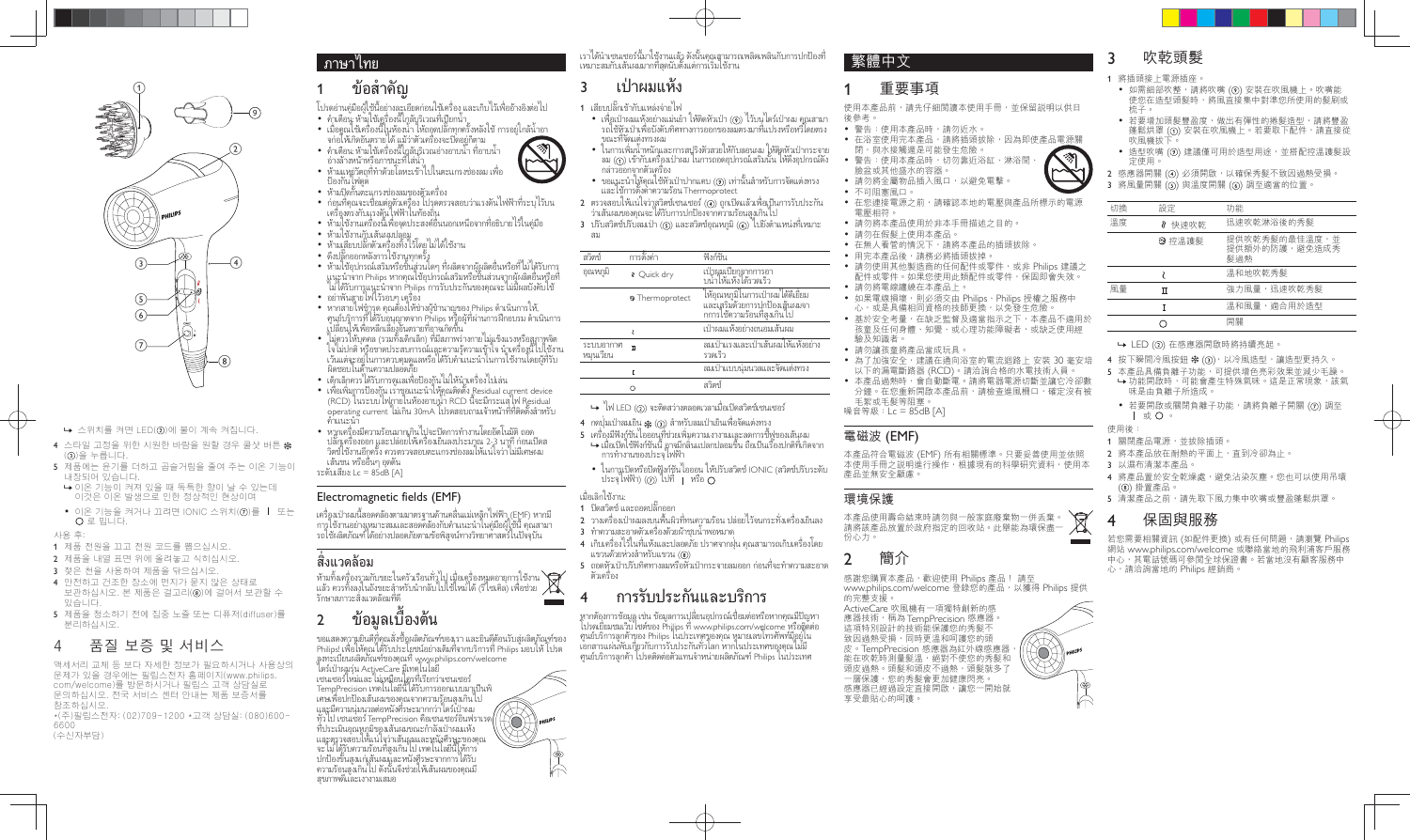↳ 스위치를 켜면 LED(③)에 불이 계속 켜집니다.

4 스타일 고정을 위한 시원한 바람을 원할 경우 쿨샷 버튼 ❄ (⑤)을 누릅니다.

5 제품에는 음이온을 더하고 곱슬거림을 줄여 주는 이온 기능이 내장되어 있습니다.
   ↳ 이온 기능이 켜져 있을 때 특유의 향이 날 수 있는데 이것은 이온 발생으로 인한 정상적인 현상입니다.

• 이온 기능을 꺼거나 끄려면 IONIC 스위치(⑦)를 I 또는 O 로 밉니다.

사용 후:

1 제품 전원을 끄고 전원 코드를 뽑으십시오.
2 제품을 내열 표면 위에 올려놓고 식히십시오.
3 젖은 천을 사용하여 제품을 닦으십시오.
4 안전하고 건조한 장소에 먼지가 묻지 않은 상태로 보관하십시오. 본 제품은 걸고리(⑧)에 걸어서 보관할 수 있습니다.
5 제품을 청소하기 전에 집중 노즐 또는 디퓨저(diffuser)를 분리하십시오.

# 4 품질 보증 및 서비스

액세서리 교체 등 자세한 정보가 필요하시거나 사용상의 문제가 있을 경우에는 필립스전자 홈페이지(www.philips.com/welcome)를 방문하시거나 필립스 고객 상담실로 문의하십시오. 전국 서비스 센터 안내는 제품 보증서를 참조하십시오.
•(주)필립스전자: (02)709-1200 •고객 상담실: (080)600-6600
(수신자부담)

## ภาษาไทย

# 1 ข้อสำคัญ

โปรดอ่านคู่มือผู้ใช้นี้อย่างละเอียดก่อนใช้เครื่อง และเก็บไว้เพื่ออ้างอิงต่อไป

- คำเตือน: ห้ามใช้เครื่องนี้ใกล้บริเวณที่มีอยู่น้ำ
- เมื่อคุณใช้เครื่องนี้ในห้องน้ำ ให้ถอดปลั๊กทุกครั้งหลังใช้ การอยู่ใกล้น้ำอาจก่อให้เกิดอันตรายได้ แม้ว่าตัวเครื่องจะปิดอยู่ก็ตาม
- คำเตือน: ห้ามใช้เครื่องนี้ใกล้บริเวณอ่างอาบน้ำ ที่อาบน้ำ อ่างล้างหน้าหรือภาชนะที่ใส่น้ำ
- ห้ามเหน็ดวัตถุที่ทำด้วยโลหะเข้าไปในตะแกรงช่องลม เพื่อป้องกันไฟดูด
- ห้ามปิดกั้นตะแกรงช่องลมของตัวเครื่อง
- ก่อนที่คุณจะเชื่อมต่อตัวเครื่อง โปรดตรวจสอบว่าแรงดันไฟฟ้าที่ระบุไว้บนเครื่องตรงกับแรงดันไฟฟ้าในท้องถิ่น
- ห้ามใช้งานเครื่องนี้เพื่อจุดประสงค์อื่นนอกเหนือจากที่อธิบายไว้ในคู่มือ
- ห้ามใช้งานกับเส้นผมปลอม
- ห้ามเสียบปลั๊กตัวเครื่องทิ้งไว้โดยไม่ได้ใช้งาน
- ดึงปลั๊กออกหลังการใช้งานทุกครั้ง
- ห้ามใช้อุปกรณ์เสริมหรือชิ้นส่วนใดๆ ที่ผลิตหรือที่ผู้ผลิตหรือที่ไม่ได้รับการแนะนำจาก Philips หากคุณใช้อุปกรณ์เสริมหรือชิ้นส่วนจากผู้ผลิตอื่นหรือที่ไม่ได้รับการแนะนำจาก Philips การรับประกันของคุณจะไม่มีผลบังคับใช้
- อย่าพันสายไฟไว้รอบๆ เครื่อง
- หากสายไฟชำรุด คุณต้องให้ช่างผู้ชำนาญของ Philips ดำเนินการให้ ศูนย์บริการที่ได้รับอนุญาตจาก Philips หรือผู้ที่ผ่านการฝึกอบรม ดำเนินการเปลี่ยนไฟฟ้าเพื่อหลีกเลี่ยงอันตรายที่อาจเกิดขึ้น
- ไม่ควรให้บุคคล (รวมทั้งเด็กเล็ก) ที่มีสภาพร่างกาย ไม่แข็งแรงหรือสภาพจิตใจไม่ปกติ หรือขาดประสบการณ์และความรู้ความเข้าใจ นำเครื่องนี้ไปใช้งาน เว้นแต่จะอยู่ในการควบคุมและหรือได้รับคำแนะนำในการใช้งานโดยผู้ที่รับผิดชอบในด้านความปลอดภัย
- เด็กเล็กควรได้รับการดูแลเพื่อป้องกันไม่ให้นำเครื่องไปเล่น
- เพื่อเพิ่มการป้องกัน เราขอแนะนำให้คุณติดตั้ง Residual current device (RCD) ในระบบไฟฟ้าภายในห้องอาบน้ำ RCD นี้จะมีกระแสไฟ Residual operating current ไม่เกิน 30mA โปรดสอบถามช่างหรือคำแนะนำ
- หากเครื่องมีความร้อนมากเกินไประบบปิดการทำงานโดยอัตโนมัติ ถอดปลั๊กเครื่องออก และปล่อยให้เครื่องเย็นลงประมาณ 2-3 นาที ก่อนเปิดสวิตช์ใช้งานอีกครั้ง ควรตรวจสอบตะแกรงช่องลมให้แน่ใจว่าไม่มีเศษผมเส้นขน หรือสิ่งอื่นๆ อุดตัน

ระดับเสียง: Lc = 85dB [A]

## Electromagnetic fields (EMF)

เครื่องเป่าผมนี้สอดคล้องตามมาตรฐานด้านคลื่นแม่เหล็กไฟฟ้า (EMF) หากมีการใช้งานอย่างเหมาะสมและสอดคล้องกับคำแนะนำในคู่มือผู้ใช้นี้ คุณสามารถใช้เครื่องได้อย่างปลอดภัยตามข้อพิสูจน์ทางวิทยาศาสตร์ในปัจจุบัน

## สิ่งแวดล้อม

ห้ามทิ้งเครื่องรวมกับขยะในครัวเรือนทั่วไป เมื่อเครื่องหมดอายุการใช้งานแล้ว ควรทิ้งลงในถังขยะสำหรับนำกลับไปใช้ใหม่ได้ (รีไซเคิล) เพื่อช่วยรักษาสภาวะสิ่งแวดล้อมที่ดี

# 2 ข้อมูลเบื้องต้น

ขอแสดงความยินดีที่คุณเลือกซื้อผลิตภัณฑ์ของเราและยินดีต้อนรับสู่ผลิตภัณฑ์ของ Philips! เพื่อให้คุณได้รับประโยชน์อย่างเต็มที่จากบริการที่ Philips มอบให้ โปรดลงทะเบียนผลิตภัณฑ์ของคุณที่ www.philips.com/welcome

ได้เปิดตัว ActiveCare มีเทคโนโลยี

เซนเซอร์ใหม่และไม่เหมือนใครที่เรียกว่าเซนเซอร์ TempPrecision เทคโนโลยีนี้ได้รับการออกแบบมาเป็นพิเศษเพื่อปกป้องเส้นผมของคุณจากความร้อนสูงเกินไป และมีความนุ่มนวลต่อหนังศีรษะมากกว่าไดร์เป่าผมทั่วไป เซนเซอร์ TempPrecision คือเซนเซอร์อัจฉริยะภายในที่ประเมินอุณหภูมิของเส้นผมขณะกำลังเป่าผมแห้งและควบคุมความร้อนไม่ให้เกินอุณหภูมิที่เหมาะสมของคุณจะไม่ได้รับความร้อนที่สูงเกินไป เทคโนโลยีนี้ให้การปกป้องเส้นผมและหนังศีรษะจากการได้รับความร้อนสูงเกิน ไป ดังนั้นจึงช่วยให้เส้นผมของคุณมีสุขภาพดีและงามสลวย

เราได้นำเซนเซอร์นี้มาใช้งานแล้ว ดังนั้นคุณสามารถเพลิดเพลินกับการปกป้องที่เหมาะสมกับเส้นผมมากที่สุดนับตั้งแต่การเริ่มใช้งาน

# 3 เป่าผมแห้ง

1 เสียบปลั๊กเข้ากับแหล่งจ่ายไฟ
   - เพื่อเป่าผมแห้งอย่างแม่นยำ ให้ติดหัวเป่า (⑥) ไว้บนไดร์เป่าผม คุณสามารถใช้หัวเป่าเพื่อปรับทิศทางการออกของลมตรงมาที่แปรงหรือหวีโดยตรงขณะที่จัดแต่งทรง
   - ในการเพิ่มน้ำหนักและการสปริงตัวสายให้กับลอนผม ให้ติดหัวกระจายลม (⑨) เข้ากับเครื่องเป่าผม ในการถอดอุปกรณ์เสริมนั้น ให้ดึงอุปกรณ์นั้นออกจากตัวเครื่อง
   - ขอแนะนำให้คุณใช้หัวเป่าแคบ (⑨) เท่านั้นสำหรับการจัดแต่งทรงและใช้การตั้งค่าความร้อน Thermoprotect

2 ตรวจสอบให้แน่ใจว่าสวิตช์เซนเซอร์ (④) ถูกเปิดเพื่อเพิ่มในการรับประกันว่าเส้นผมของคุณจะได้รับการปกป้องจากความร้อนสูงเกิน ไป

3 ปรับสวิตช์ปรับลมเป่า (⑤) และสวิตช์อุณหภูมิ (⑥) ไปยังตำแหน่งที่เหมาะสม

| สวิตช์ | การตั้งค่า | ฟังก์ชัน |
|---|---|---|
| อุณหภูมิ | ꧇ Quick dry | เป่าผมเปียกจากการอาบน้ำให้แห้งได้รวดเร็ว |
| | ⊗ Thermoprotect | ให้อุณหภูมิในการเป่าผมได้ดีเยี่ยมและเสริมด้วยการปกป้องเส้นผมจากการใช้ความร้อนที่สูงเกินไป |
| | ≀ | เป่าผมแห้งอย่างถนอมเส้นผม |
| ระบบอากาศหมุนเวียน | II | ลมเป่าแรงและเป่าเส้นผมให้แห้งอย่างรวดเร็ว |
| | I | ลมเป่าแบบนุ่มนวลและจัดแต่งทรง |
| | O | สวิตช์ |

↳ ไฟ LED (③) จะติดสว่างตลอดเวลาเมื่อเปิดสวิตช์เซนเซอร์

4 กดปุ่มเป่าลมเย็น ❄ (⑤) สำหรับลมเป่าเย็นเพื่อจัดแต่งทรง

5 เครื่องมีฟังก์ชันไอออนที่ช่วยเพิ่มความเงางามและลดการชี้ฟูของเส้นผม
   ↳ เมื่อเปิดใช้ฟังก์ชันนี้ อาจมีกลิ่นแปลกปลอมขึ้น ถือเป็นเรื่องปกติเกิดจากการทำงานของประจุไฟฟ้า

   - ในการเปิดหรือปิดฟังก์ชันไอออน ให้ปรับสวิตช์ IONIC (สวิตช์ปรับระดับประจุไฟฟ้า) (⑦) ไปที่ I หรือ O

เมื่อเลิกใช้งาน:

1 ปิดสวิตช์ และถอดปลั๊กออก
2 วางเครื่องเป่าผมลงบนพื้นผิวที่ทนความร้อน ปล่อยไว้จนกระทั่งเครื่องเย็นลง
3 ทำความสะอาดตัวเครื่องด้วยผ้าชุบน้ำหมาดๆ
4 เก็บเครื่องไว้ในที่แห้งและปลอดภัย ปราศจากฝุ่น คุณสามารถเก็บเครื่องโดยแขวนด้วยห่วงสำหรับแขวน (⑧)
5 ถอดหัวเป่าปรับทิศทางลมหรือหัวเป่ากระจายลมออก ก่อนทำความสะอาดตัวเครื่อง

# 4 การรับประกันและบริการ

หากต้องการข้อมูล เช่น ข้อมูลการเปลี่ยนอุปกรณ์เชื่อมต่อหรือหากคุณมีปัญหา โปรดเยี่ยมชมเว็บไซต์ของ Philips ที่ www.philips.com/welcome หรือติดต่อศูนย์บริการลูกค้าของ Philips ในประเทศของคุณ หมายเลขโทรศัพท์มีอยู่ในเอกสารแผ่นพับเกี่ยวกับการรับประกันทั่วโลก หากไม่มีศูนย์บริการลูกค้าในประเทศของคุณ โปรดติดต่อตัวแทนจำหน่ายผลิตภัณฑ์ Philips ในประเทศ

## 繁體中文

# 1 重要事項

使用本產品前，請先仔細閱讀本使用手冊，並保留說明以供日後參考。

- 警告：使用本產品時，請勿近水。
- 在浴室使用完本產品，請將插頭拔除，因為即使產品電源關閉，與水接觸還是可能發生危險。
- 警告：使用本產品時，切勿靠近浴缸、淋浴間、臉盆或其他盛水的容器。
- 請勿將金屬物品插入風口，以避免電擊。
- 不可阻塞風口。
- 在您連接電源之前，請確認本地的電壓與產品所標示的電源電壓相符。
- 請勿將本產品使用於非本手冊描述之目的。
- 請勿在假髮上使用本產品。
- 在無人看管的情況下，請將本產品的插頭拔除。
- 用完本產品後，請務必將插頭拔掉。
- 請勿使用其他製造商的任何配件或零件，或非 Philips 建議之配件或零件。如果您使用此類配件或零件，保固即會失效。
- 請勿將電線纏繞在本產品上。
- 如果電線損壞，則必須交由 Philips、Philips 授權之服務中心，或具備相同資格的技師更換，以免發生危險。
- 基於安全考量，在缺乏監督及適當指示之下，本產品不適用於孩童及任何身體、知覺、或心理功能障礙者，或缺乏使用經驗及知識者。
- 請勿讓孩童將本產品當成玩具。
- 為了加強安全，建議在適向浴室的電流迴路上 安裝 30 毫安培以下的漏電斷路器 (RCD)。請洽詢合格的水電技術人員。
- 本產品過熱時，會自動斷電。請將電器插頭切斷並讓它冷卻數分鐘。在您重新開啟本產品前，請檢查進風柵口，確定沒有被毛絮或毛髮等阻塞。

噪音等級：Lc = 85dB [A]

## 電磁波 (EMF)

本產品符合電磁波 (EMF) 所有相關標準。只要妥善使用並依照本使用手冊之說明進行操作，根據現有的科學研究資料，使用本產品是安全無虞。

## 環境保護

本產品使用壽命結束時請勿與一般家庭廢棄物一併丟棄。請將該產品放置於政府指定的回收站。此舉能為環保盡一份心力。

# 2 簡介

感謝您購買本產品，歡迎使用 Philips 產品！請至 www.philips.com/welcome 登錄您的產品，以獲得 Philips 提供的完整支援。

ActiveCare 吹風機有一項獨特創新的感應器技術，稱為 TempPrecision 感應器。這項特別設計的技術能保護您的秀髮不致因過熱受損，同時更溫和地呵護您的頭皮。TempPrecision 感應器為紅外線感應器，能在吹乾時測量髮溫，絕對不使您的秀髮和頭皮過熱。頭髮和頭皮不過熱，頭髮就多了一層保護，您的秀髮會更加健康閃亮。感應器已經過設定直接開啟，讓您一開始就享受最貼心的呵護。

# 3 吹乾頭髮

1 將插頭接上電源插座。
   - 如需細部吹整，請將吹嘴 (⑥) 安裝在吹風機上。吹嘴能使您在造型頭髮時，將風直接集中對準您所使用的髮刷或梳子。
   - 若要增加頭髮豐盈度，做出有彈性的捲髮造型，請將豐盈蓬鬆烘罩 (⑨) 安裝在吹風機上。若要取下配件，請直接從吹風機拔下。
   - 造型吹嘴 (⑨) 建議僅可用於造型用途，並搭配控溫護髮設定使用。

2 感應器開關 (④) 必須開啟，以確保秀髮不致因過熱受損。
3 將風量開關 (⑤) 與溫度開關 (⑥) 調至適當的位置。

| 切換 | 設定 | 功能 |
|---|---|---|
| 溫度 | ꧇ 快速吹乾 | 迅速吹乾淋浴後的秀髮 |
| | ⊗ 控溫護髮 | 提供吹乾秀髮的最佳溫度，並提供額外的防護，避免造成秀髮過熱 |
| | ≀ | 溫和地吹乾秀髮 |
| 風量 | II | 強力風量，迅速吹乾秀髮 |
| | I | 溫和風量，適合用於造型 |
| | O | 開關 |

↳ LED (③) 在感應器開啟時將持續亮起。

4 按下瞬間冷風按鈕 ❄ (⑤)，以冷風造型，讓造型更持久。
5 本產品具備負離子功能，可提供增色亮彩效果並減少毛躁。
   ↳ 功能開啟時，可能會產生特殊氣味。這是正常現象，該氣味是由負離子所造成。

   - 若要開啟或關閉負離子功能，請將負離子開關 (⑦) 調至 I 或 O。

使用後：

1 關閉產品電源，並拔除插頭。
2 將本產品放在耐熱的平面上，直到冷卻為止。
3 以濕布清潔本產品。
4 將產品置於安全乾燥處，避免沾染灰塵。您也可以使用吊環 (⑧) 掛置產品。
5 清潔產品之前，請先取下風力集中吹嘴或豐盈蓬鬆烘罩。

# 4 保固與服務

若您需要相關資訊 (如配件更換) 或有任何問題，請瀏覽 Philips 網站 www.philips.com/welcome 或聯絡當地的飛利浦客戶服務中心，其電話號碼可參閱全球保證書。若當地沒有顧客服務中心，請洽詢當地的 Philips 經銷商。